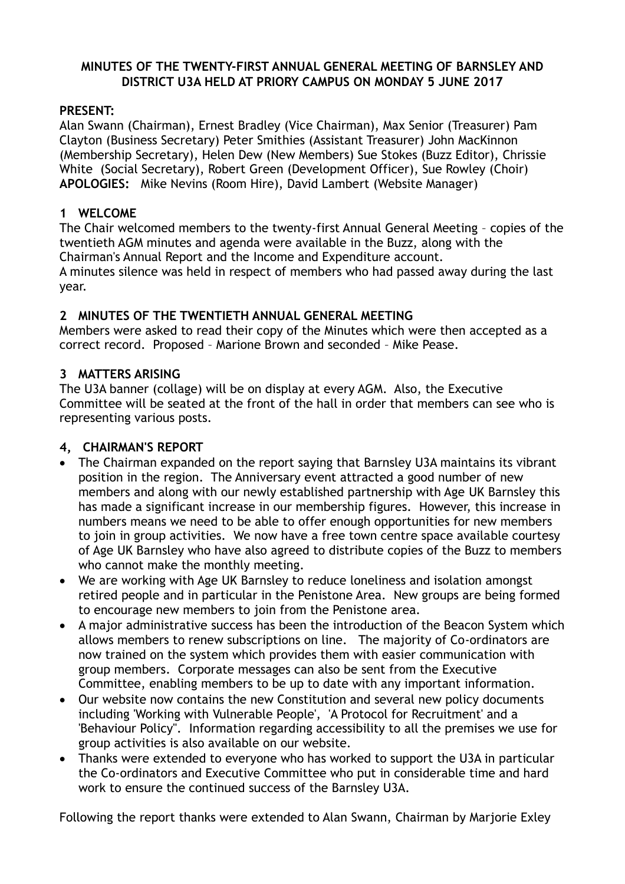# MINUTES OF THE TWENTY-FIRST ANNUAL GENERAL MEETING OF BARNSLEY AND DISTRICT U3A HELD AT PRIORY CAMPUS ON MONDAY 5 JUNE 2017

**PRESENT:**
Alan Swann (Chairman), Ernest Bradley (Vice Chairman), Max Senior (Treasurer) Pam Clayton (Business Secretary) Peter Smithies (Assistant Treasurer) John MacKinnon (Membership Secretary), Helen Dew (New Members) Sue Stokes (Buzz Editor), Chrissie White (Social Secretary), Robert Green (Development Officer), Sue Rowley (Choir)
**APOLOGIES:** Mike Nevins (Room Hire), David Lambert (Website Manager)

## 1 WELCOME

The Chair welcomed members to the twenty-first Annual General Meeting – copies of the twentieth AGM minutes and agenda were available in the Buzz, along with the Chairman's Annual Report and the Income and Expenditure account.
A minutes silence was held in respect of members who had passed away during the last year.

## 2 MINUTES OF THE TWENTIETH ANNUAL GENERAL MEETING

Members were asked to read their copy of the Minutes which were then accepted as a correct record. Proposed – Marione Brown and seconded – Mike Pease.

## 3 MATTERS ARISING

The U3A banner (collage) will be on display at every AGM. Also, the Executive Committee will be seated at the front of the hall in order that members can see who is representing various posts.

## 4, CHAIRMAN'S REPORT

- The Chairman expanded on the report saying that Barnsley U3A maintains its vibrant position in the region. The Anniversary event attracted a good number of new members and along with our newly established partnership with Age UK Barnsley this has made a significant increase in our membership figures. However, this increase in numbers means we need to be able to offer enough opportunities for new members to join in group activities. We now have a free town centre space available courtesy of Age UK Barnsley who have also agreed to distribute copies of the Buzz to members who cannot make the monthly meeting.
- We are working with Age UK Barnsley to reduce loneliness and isolation amongst retired people and in particular in the Penistone Area. New groups are being formed to encourage new members to join from the Penistone area.
- A major administrative success has been the introduction of the Beacon System which allows members to renew subscriptions on line. The majority of Co-ordinators are now trained on the system which provides them with easier communication with group members. Corporate messages can also be sent from the Executive Committee, enabling members to be up to date with any important information.
- Our website now contains the new Constitution and several new policy documents including 'Working with Vulnerable People', 'A Protocol for Recruitment' and a 'Behaviour Policy". Information regarding accessibility to all the premises we use for group activities is also available on our website.
- Thanks were extended to everyone who has worked to support the U3A in particular the Co-ordinators and Executive Committee who put in considerable time and hard work to ensure the continued success of the Barnsley U3A.

Following the report thanks were extended to Alan Swann, Chairman by Marjorie Exley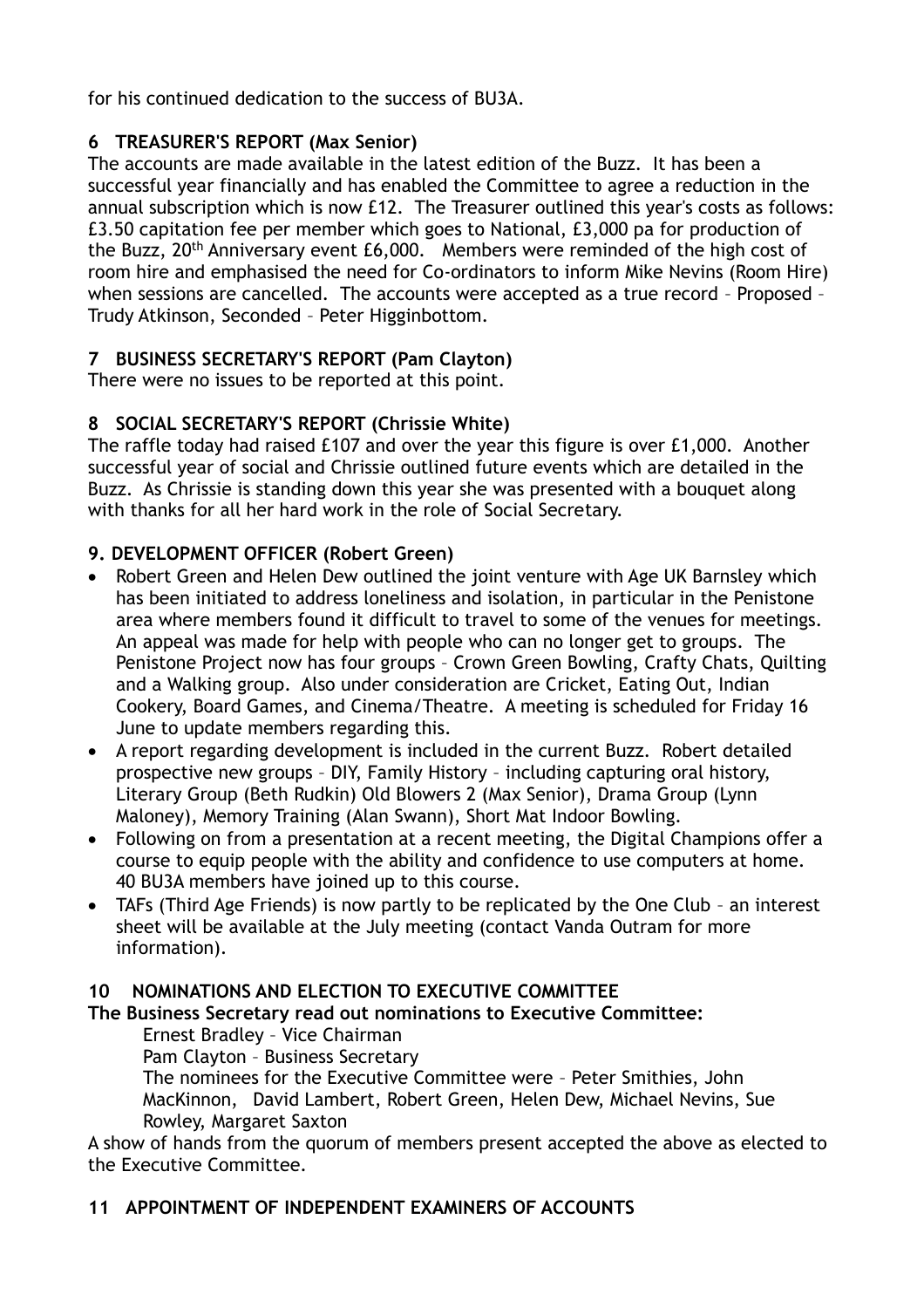for his continued dedication to the success of BU3A.

**6 TREASURER'S REPORT (Max Senior)**

The accounts are made available in the latest edition of the Buzz. It has been a successful year financially and has enabled the Committee to agree a reduction in the annual subscription which is now £12. The Treasurer outlined this year's costs as follows: £3.50 capitation fee per member which goes to National, £3,000 pa for production of the Buzz, 20th Anniversary event £6,000. Members were reminded of the high cost of room hire and emphasised the need for Co-ordinators to inform Mike Nevins (Room Hire) when sessions are cancelled. The accounts were accepted as a true record – Proposed – Trudy Atkinson, Seconded – Peter Higginbottom.

**7 BUSINESS SECRETARY'S REPORT (Pam Clayton)**

There were no issues to be reported at this point.

**8 SOCIAL SECRETARY'S REPORT (Chrissie White)**

The raffle today had raised £107 and over the year this figure is over £1,000. Another successful year of social and Chrissie outlined future events which are detailed in the Buzz. As Chrissie is standing down this year she was presented with a bouquet along with thanks for all her hard work in the role of Social Secretary.

**9. DEVELOPMENT OFFICER (Robert Green)**

- Robert Green and Helen Dew outlined the joint venture with Age UK Barnsley which has been initiated to address loneliness and isolation, in particular in the Penistone area where members found it difficult to travel to some of the venues for meetings. An appeal was made for help with people who can no longer get to groups. The Penistone Project now has four groups – Crown Green Bowling, Crafty Chats, Quilting and a Walking group. Also under consideration are Cricket, Eating Out, Indian Cookery, Board Games, and Cinema/Theatre. A meeting is scheduled for Friday 16 June to update members regarding this.
- A report regarding development is included in the current Buzz. Robert detailed prospective new groups – DIY, Family History – including capturing oral history, Literary Group (Beth Rudkin) Old Blowers 2 (Max Senior), Drama Group (Lynn Maloney), Memory Training (Alan Swann), Short Mat Indoor Bowling.
- Following on from a presentation at a recent meeting, the Digital Champions offer a course to equip people with the ability and confidence to use computers at home. 40 BU3A members have joined up to this course.
- TAFs (Third Age Friends) is now partly to be replicated by the One Club – an interest sheet will be available at the July meeting (contact Vanda Outram for more information).

**10 NOMINATIONS AND ELECTION TO EXECUTIVE COMMITTEE**

**The Business Secretary read out nominations to Executive Committee:**

Ernest Bradley – Vice Chairman

Pam Clayton – Business Secretary

The nominees for the Executive Committee were – Peter Smithies, John MacKinnon, David Lambert, Robert Green, Helen Dew, Michael Nevins, Sue Rowley, Margaret Saxton

A show of hands from the quorum of members present accepted the above as elected to the Executive Committee.

**11 APPOINTMENT OF INDEPENDENT EXAMINERS OF ACCOUNTS**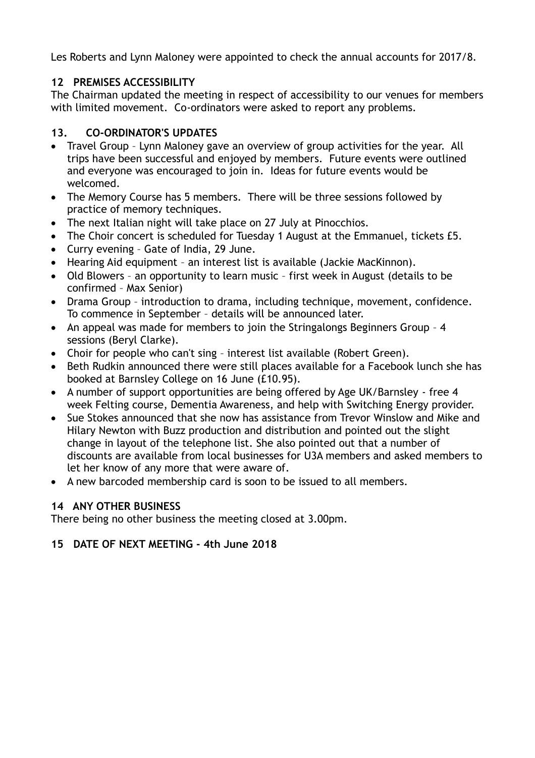Les Roberts and Lynn Maloney were appointed to check the annual accounts for 2017/8.

## 12 PREMISES ACCESSIBILITY

The Chairman updated the meeting in respect of accessibility to our venues for members with limited movement. Co-ordinators were asked to report any problems.

## 13. CO-ORDINATOR'S UPDATES

- Travel Group – Lynn Maloney gave an overview of group activities for the year. All trips have been successful and enjoyed by members. Future events were outlined and everyone was encouraged to join in. Ideas for future events would be welcomed.
- The Memory Course has 5 members. There will be three sessions followed by practice of memory techniques.
- The next Italian night will take place on 27 July at Pinocchios.
- The Choir concert is scheduled for Tuesday 1 August at the Emmanuel, tickets £5.
- Curry evening – Gate of India, 29 June.
- Hearing Aid equipment – an interest list is available (Jackie MacKinnon).
- Old Blowers – an opportunity to learn music – first week in August (details to be confirmed – Max Senior)
- Drama Group – introduction to drama, including technique, movement, confidence. To commence in September – details will be announced later.
- An appeal was made for members to join the Stringalongs Beginners Group – 4 sessions (Beryl Clarke).
- Choir for people who can't sing – interest list available (Robert Green).
- Beth Rudkin announced there were still places available for a Facebook lunch she has booked at Barnsley College on 16 June (£10.95).
- A number of support opportunities are being offered by Age UK/Barnsley - free 4 week Felting course, Dementia Awareness, and help with Switching Energy provider.
- Sue Stokes announced that she now has assistance from Trevor Winslow and Mike and Hilary Newton with Buzz production and distribution and pointed out the slight change in layout of the telephone list. She also pointed out that a number of discounts are available from local businesses for U3A members and asked members to let her know of any more that were aware of.
- A new barcoded membership card is soon to be issued to all members.

## 14 ANY OTHER BUSINESS

There being no other business the meeting closed at 3.00pm.

## 15 DATE OF NEXT MEETING - 4th June 2018